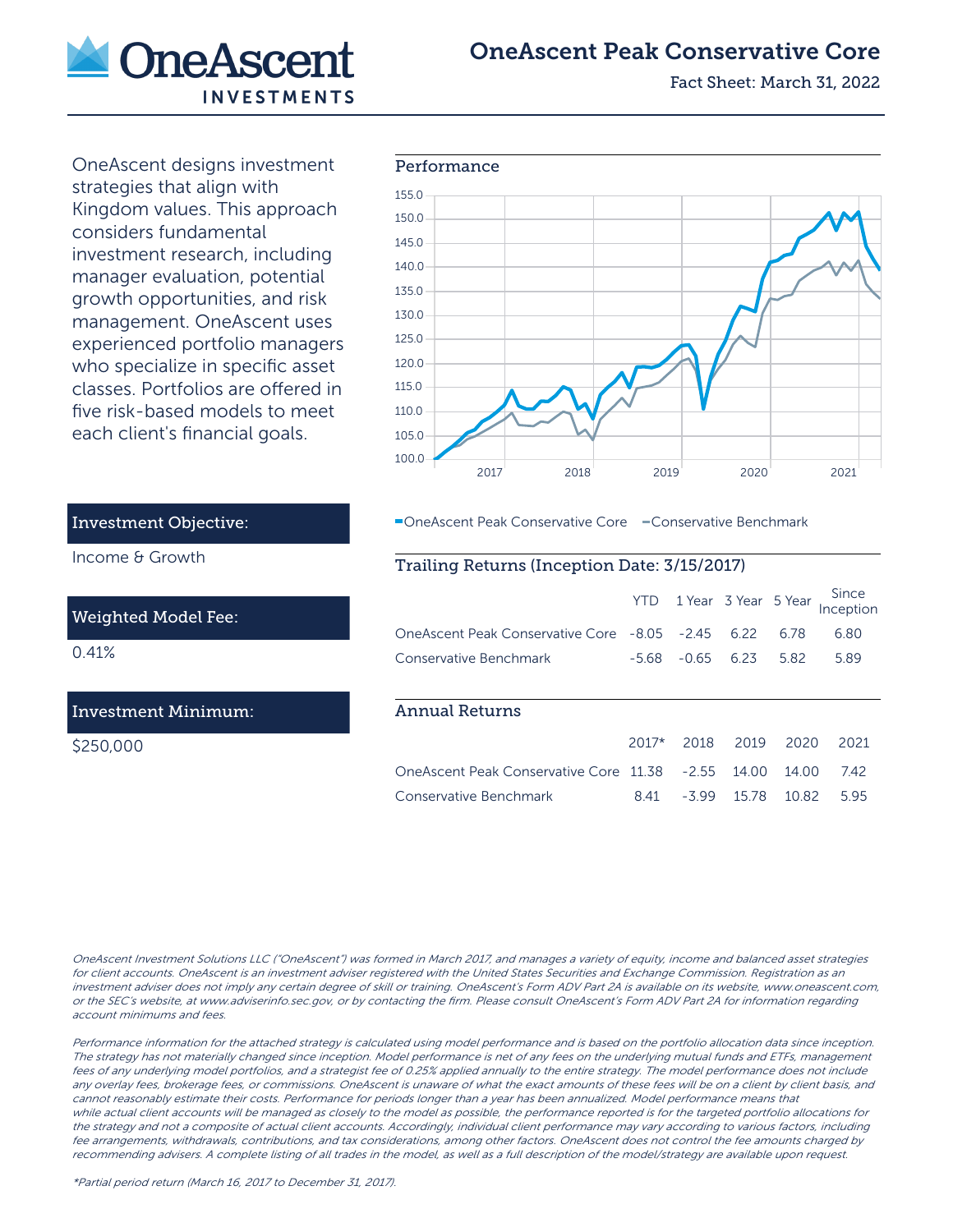# OneAscent Peak Conservative Core

Fact Sheet: March 31, 2022

OneAscent designs investment strategies that align with Kingdom values. This approach considers fundamental investment research, including manager evaluation, potential growth opportunities, and risk management. OneAscent uses experienced portfolio managers who specialize in specific asset classes. Portfolios are offered in five risk-based models to meet each client's financial goals.

### Investment Objective:

Income & Growth

### Weighted Model Fee:

0.41%

### Investment Minimum:

$250,000

## Performance

OneAscent Peak Conservative Core — Conservative Benchmark

## Trailing Returns (Inception Date: 3/15/2017)

| | YTD | 1 Year | 3 Year | 5 Year | Since Inception |
|---|---|---|---|---|---|
| OneAscent Peak Conservative Core | -8.05 | -2.45 | 6.22 | 6.78 | 6.80 |
| Conservative Benchmark | -5.68 | -0.65 | 6.23 | 5.82 | 5.89 |

## Annual Returns

| | 2017* | 2018 | 2019 | 2020 | 2021 |
|---|---|---|---|---|---|
| OneAscent Peak Conservative Core | 11.38 | -2.55 | 14.00 | 14.00 | 7.42 |
| Conservative Benchmark | 8.41 | -3.99 | 15.78 | 10.82 | 5.95 |

*OneAscent Investment Solutions LLC ("OneAscent") was formed in March 2017, and manages a variety of equity, income and balanced asset strategies for client accounts. OneAscent is an investment adviser registered with the United States Securities and Exchange Commission. Registration as an investment adviser does not imply any certain degree of skill or training. OneAscent's Form ADV Part 2A is available on its website, www.oneascent.com, or the SEC's website, at www.adviserinfo.sec.gov, or by contacting the firm. Please consult OneAscent's Form ADV Part 2A for information regarding account minimums and fees.*

*Performance information for the attached strategy is calculated using model performance and is based on the portfolio allocation data since inception. The strategy has not materially changed since inception. Model performance is net of any fees on the underlying mutual funds and ETFs, management fees of any underlying model portfolios, and a strategist fee of 0.25% applied annually to the entire strategy. The model performance does not include any overlay fees, brokerage fees, or commissions. OneAscent is unaware of what the exact amounts of these fees will be on a client by client basis, and cannot reasonably estimate their costs. Performance for periods longer than a year has been annualized. Model performance means that while actual client accounts will be managed as closely to the model as possible, the performance reported is for the targeted portfolio allocations for the strategy and not a composite of actual client accounts. Accordingly, individual client performance may vary according to various factors, including fee arrangements, withdrawals, contributions, and tax considerations, among other factors. OneAscent does not control the fee amounts charged by recommending advisers. A complete listing of all trades in the model, as well as a full description of the model/strategy are available upon request.*

**Partial period return (March 16, 2017 to December 31, 2017).*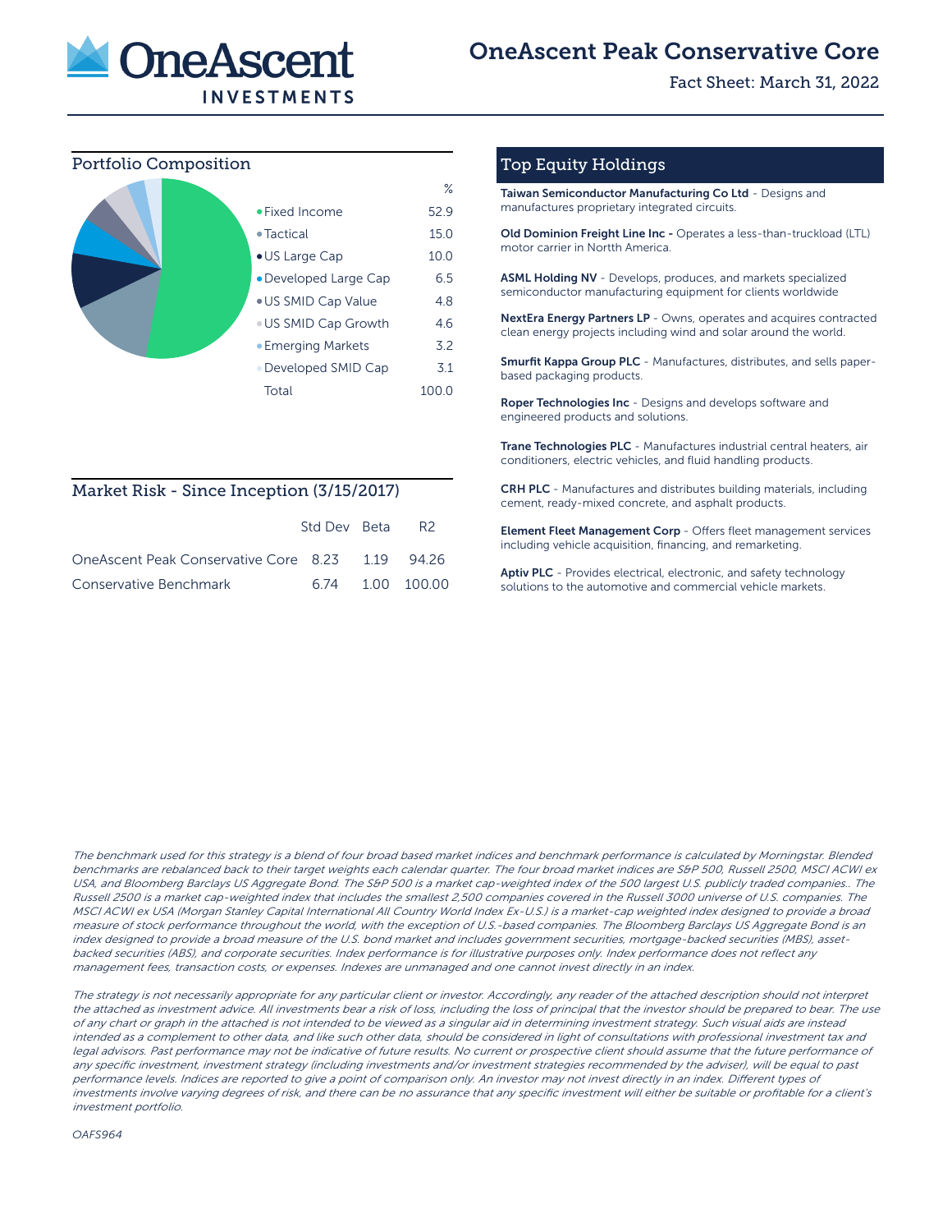# OneAscent Peak Conservative Core

Fact Sheet: March 31, 2022

## Portfolio Composition

| | % |
|---|---|
| Fixed Income | 52.9 |
| Tactical | 15.0 |
| US Large Cap | 10.0 |
| Developed Large Cap | 6.5 |
| US SMID Cap Value | 4.8 |
| US SMID Cap Growth | 4.6 |
| Emerging Markets | 3.2 |
| Developed SMID Cap | 3.1 |
| Total | 100.0 |

## Market Risk - Since Inception (3/15/2017)

| | Std Dev | Beta | R2 |
|---|---|---|---|
| OneAscent Peak Conservative Core | 8.23 | 1.19 | 94.26 |
| Conservative Benchmark | 6.74 | 1.00 | 100.00 |

## Top Equity Holdings

**Taiwan Semiconductor Manufacturing Co Ltd** - Designs and manufactures proprietary integrated circuits.

**Old Dominion Freight Line Inc -** Operates a less-than-truckload (LTL) motor carrier in Northh America.

**ASML Holding NV** - Develops, produces, and markets specialized semiconductor manufacturing equipment for clients worldwide

**NextEra Energy Partners LP** - Owns, operates and acquires contracted clean energy projects including wind and solar around the world.

**Smurfit Kappa Group PLC** - Manufactures, distributes, and sells paper-based packaging products.

**Roper Technologies Inc** - Designs and develops software and engineered products and solutions.

**Trane Technologies PLC** - Manufactures industrial central heaters, air conditioners, electric vehicles, and fluid handling products.

**CRH PLC** - Manufactures and distributes building materials, including cement, ready-mixed concrete, and asphalt products.

**Element Fleet Management Corp** - Offers fleet management services including vehicle acquisition, financing, and remarketing.

**Aptiv PLC** - Provides electrical, electronic, and safety technology solutions to the automotive and commercial vehicle markets.

*The benchmark used for this strategy is a blend of four broad based market indices and benchmark performance is calculated by Morningstar. Blended benchmarks are rebalanced back to their target weights each calendar quarter. The four broad market indices are S&P 500, Russell 2500, MSCI ACWI ex USA, and Bloomberg Barclays US Aggregate Bond. The S&P 500 is a market cap-weighted index of the 500 largest U.S. publicly traded companies.. The Russell 2500 is a market cap-weighted index that includes the smallest 2,500 companies covered in the Russell 3000 universe of U.S. companies. The MSCI ACWI ex USA (Morgan Stanley Capital International All Country World Index Ex-U.S.) is a market-cap weighted index designed to provide a broad measure of stock performance throughout the world, with the exception of U.S.-based companies. The Bloomberg Barclays US Aggregate Bond is an index designed to provide a broad measure of the U.S. bond market and includes government securities, mortgage-backed securities (MBS), asset-backed securities (ABS), and corporate securities. Index performance is for illustrative purposes only. Index performance does not reflect any management fees, transaction costs, or expenses. Indexes are unmanaged and one cannot invest directly in an index.*

*The strategy is not necessarily appropriate for any particular client or investor. Accordingly, any reader of the attached description should not interpret the attached as investment advice. All investments bear a risk of loss, including the loss of principal that the investor should be prepared to bear. The use of any chart or graph in the attached is not intended to be viewed as a singular aid in determining investment strategy. Such visual aids are instead intended as a complement to other data, and like such other data, should be considered in light of consultations with professional investment tax and legal advisors. Past performance may not be indicative of future results. No current or prospective client should assume that the future performance of any specific investment, investment strategy (including investments and/or investment strategies recommended by the adviser), will be equal to past performance levels. Indices are reported to give a point of comparison only. An investor may not invest directly in an index. Different types of investments involve varying degrees of risk, and there can be no assurance that any specific investment will either be suitable or profitable for a client's investment portfolio.*

*OAFS964*